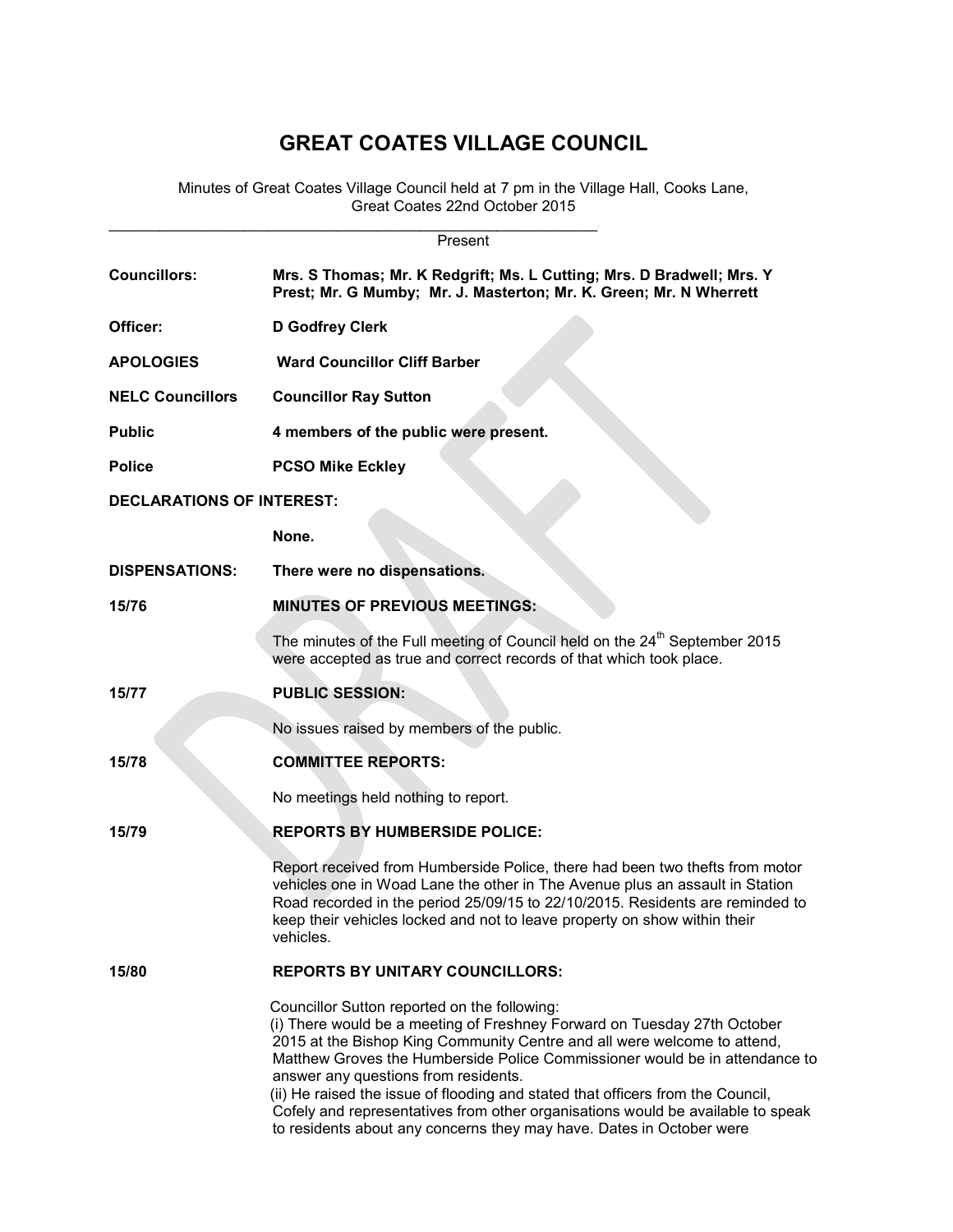# GREAT COATES VILLAGE COUNCIL

Minutes of Great Coates Village Council held at 7 pm in the Village Hall, Cooks Lane, Great Coates 22nd October 2015

Present

**Councilors:** **Mrs. S Thomas; Mr. K Redgrift; Ms. L Cutting; Mrs. D Bradwell; Mrs. Y Prest; Mr. G Mumby; Mr. J. Masterton; Mr. K. Green; Mr. N Wherrett**

**Officer:** **D Godfrey Clerk**

**APOLOGIES** **Ward Councillor Cliff Barber**

**NELC Councillors** **Councillor Ray Sutton**

**Public** **4 members of the public were present.**

**Police** **PCSO Mike Eckley**

**DECLARATIONS OF INTEREST:**

**None.**

**DISPENSATIONS:** **There were no dispensations.**

**15/76 MINUTES OF PREVIOUS MEETINGS:**

The minutes of the Full meeting of Council held on the 24th September 2015 were accepted as true and correct records of that which took place.

**15/77 PUBLIC SESSION:**

No issues raised by members of the public.

**15/78 COMMITTEE REPORTS:**

No meetings held nothing to report.

**15/79 REPORTS BY HUMBERSIDE POLICE:**

Report received from Humberside Police, there had been two thefts from motor vehicles one in Woad Lane the other in The Avenue plus an assault in Station Road recorded in the period 25/09/15 to 22/10/2015. Residents are reminded to keep their vehicles locked and not to leave property on show within their vehicles.

**15/80 REPORTS BY UNITARY COUNCILLORS:**

Councillor Sutton reported on the following:

(i) There would be a meeting of Freshney Forward on Tuesday 27th October 2015 at the Bishop King Community Centre and all were welcome to attend, Matthew Groves the Humberside Police Commissioner would be in attendance to answer any questions from residents.

(ii) He raised the issue of flooding and stated that officers from the Council, Cofely and representatives from other organisations would be available to speak to residents about any concerns they may have. Dates in October were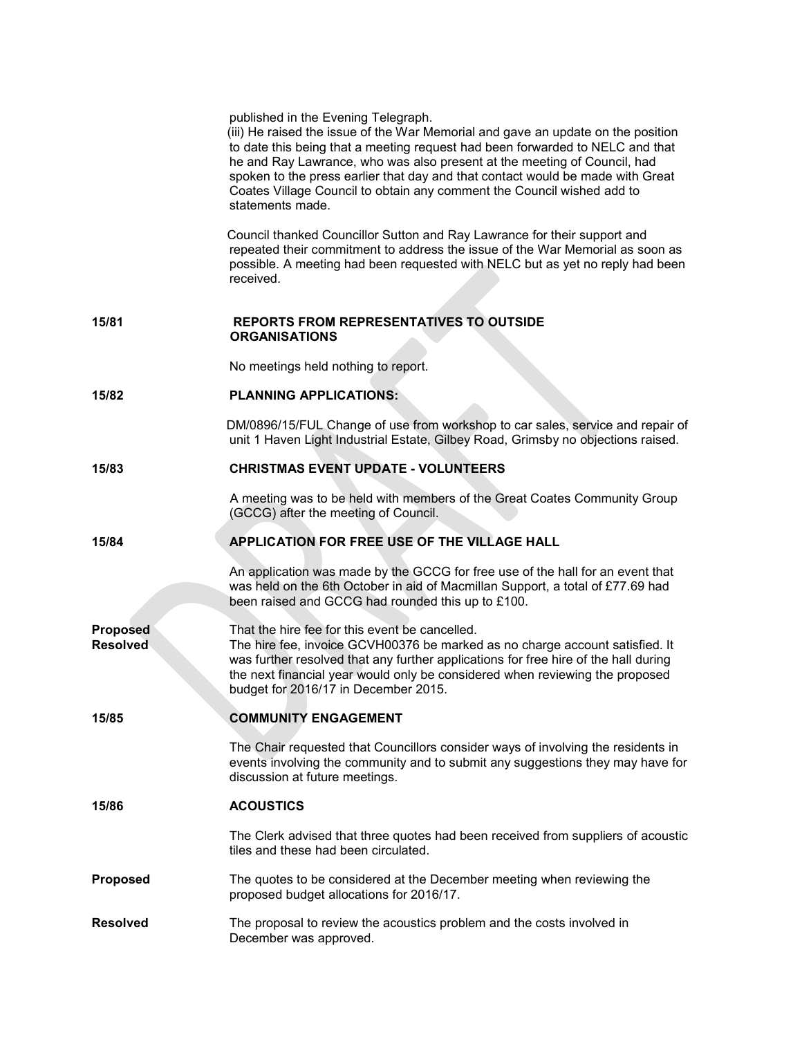published in the Evening Telegraph.

(iii) He raised the issue of the War Memorial and gave an update on the position to date this being that a meeting request had been forwarded to NELC and that he and Ray Lawrance, who was also present at the meeting of Council, had spoken to the press earlier that day and that contact would be made with Great Coates Village Council to obtain any comment the Council wished add to statements made.

Council thanked Councillor Sutton and Ray Lawrance for their support and repeated their commitment to address the issue of the War Memorial as soon as possible. A meeting had been requested with NELC but as yet no reply had been received.

**15/81 REPORTS FROM REPRESENTATIVES TO OUTSIDE ORGANISATIONS**

No meetings held nothing to report.

**15/82 PLANNING APPLICATIONS:**

DM/0896/15/FUL Change of use from workshop to car sales, service and repair of unit 1 Haven Light Industrial Estate, Gilbey Road, Grimsby no objections raised.

**15/83 CHRISTMAS EVENT UPDATE - VOLUNTEERS**

A meeting was to be held with members of the Great Coates Community Group (GCCG) after the meeting of Council.

**15/84 APPLICATION FOR FREE USE OF THE VILLAGE HALL**

An application was made by the GCCG for free use of the hall for an event that was held on the 6th October in aid of Macmillan Support, a total of £77.69 had been raised and GCCG had rounded this up to £100.

**Proposed** That the hire fee for this event be cancelled.

**Resolved** The hire fee, invoice GCVH00376 be marked as no charge account satisfied. It was further resolved that any further applications for free hire of the hall during the next financial year would only be considered when reviewing the proposed budget for 2016/17 in December 2015.

**15/85 COMMUNITY ENGAGEMENT**

The Chair requested that Councillors consider ways of involving the residents in events involving the community and to submit any suggestions they may have for discussion at future meetings.

**15/86 ACOUSTICS**

The Clerk advised that three quotes had been received from suppliers of acoustic tiles and these had been circulated.

**Proposed** The quotes to be considered at the December meeting when reviewing the proposed budget allocations for 2016/17.

**Resolved** The proposal to review the acoustics problem and the costs involved in December was approved.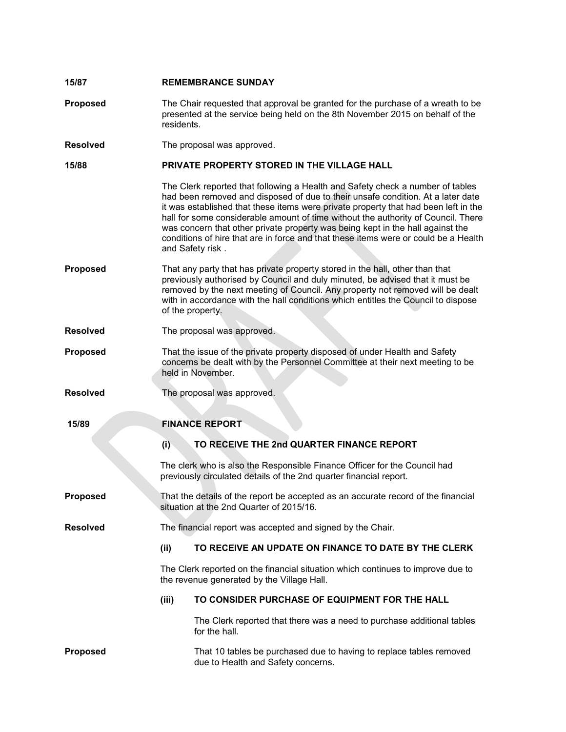**15/87** **REMEMBRANCE SUNDAY**

**Proposed** The Chair requested that approval be granted for the purchase of a wreath to be presented at the service being held on the 8th November 2015 on behalf of the residents.

**Resolved** The proposal was approved.

**15/88** **PRIVATE PROPERTY STORED IN THE VILLAGE HALL**

The Clerk reported that following a Health and Safety check a number of tables had been removed and disposed of due to their unsafe condition. At a later date it was established that these items were private property that had been left in the hall for some considerable amount of time without the authority of Council. There was concern that other private property was being kept in the hall against the conditions of hire that are in force and that these items were or could be a Health and Safety risk .

**Proposed** That any party that has private property stored in the hall, other than that previously authorised by Council and duly minuted, be advised that it must be removed by the next meeting of Council. Any property not removed will be dealt with in accordance with the hall conditions which entitles the Council to dispose of the property.

**Resolved** The proposal was approved.

**Proposed** That the issue of the private property disposed of under Health and Safety concerns be dealt with by the Personnel Committee at their next meeting to be held in November.

**Resolved** The proposal was approved.

**15/89** **FINANCE REPORT**

**(i) TO RECEIVE THE 2nd QUARTER FINANCE REPORT**

The clerk who is also the Responsible Finance Officer for the Council had previously circulated details of the 2nd quarter financial report.

**Proposed** That the details of the report be accepted as an accurate record of the financial situation at the 2nd Quarter of 2015/16.

**Resolved** The financial report was accepted and signed by the Chair.

**(ii) TO RECEIVE AN UPDATE ON FINANCE TO DATE BY THE CLERK**

The Clerk reported on the financial situation which continues to improve due to the revenue generated by the Village Hall.

**(iii) TO CONSIDER PURCHASE OF EQUIPMENT FOR THE HALL**

The Clerk reported that there was a need to purchase additional tables for the hall.

**Proposed** That 10 tables be purchased due to having to replace tables removed due to Health and Safety concerns.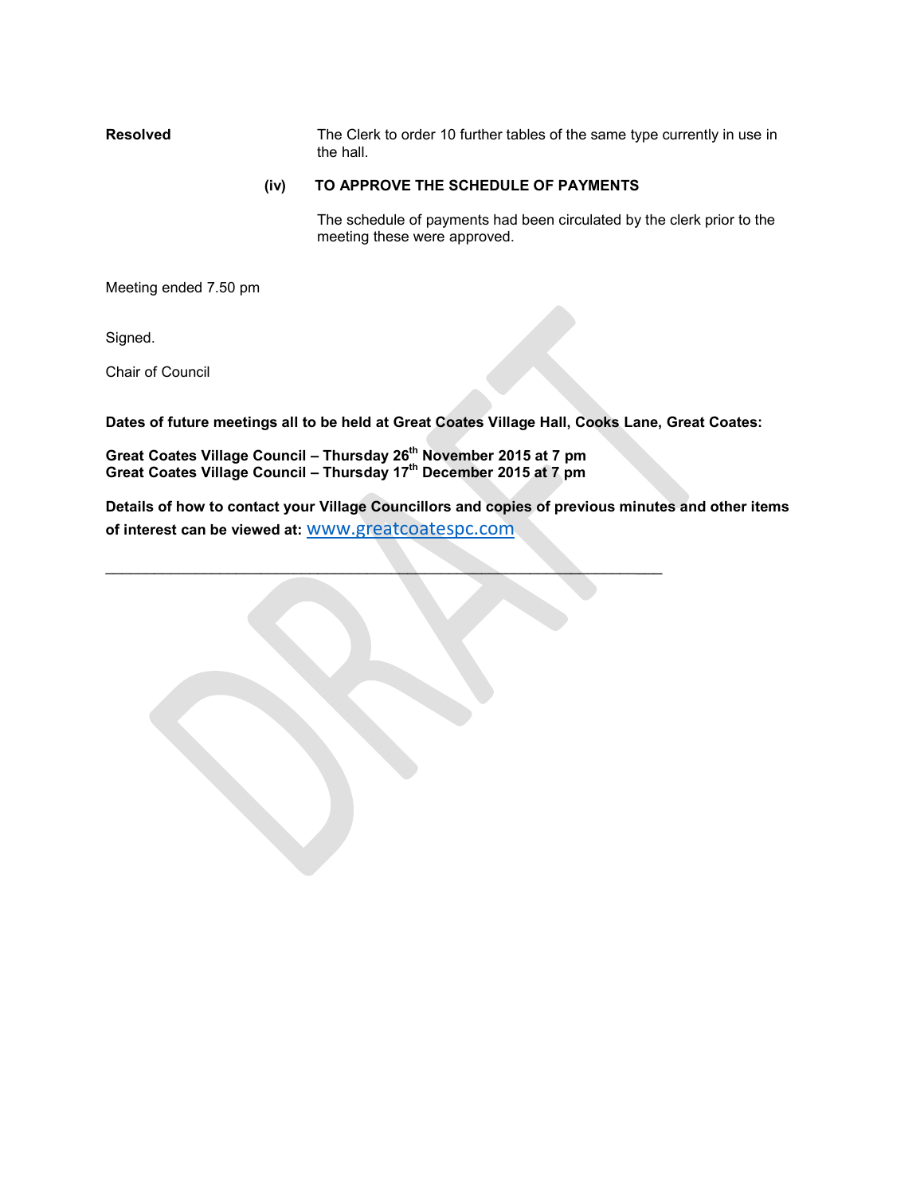**Resolved** The Clerk to order 10 further tables of the same type currently in use in the hall.

**(iv) TO APPROVE THE SCHEDULE OF PAYMENTS**

The schedule of payments had been circulated by the clerk prior to the meeting these were approved.

Meeting ended 7.50 pm

Signed.

Chair of Council

**Dates of future meetings all to be held at Great Coates Village Hall, Cooks Lane, Great Coates:**

**Great Coates Village Council – Thursday 26th November 2015 at 7 pm**
**Great Coates Village Council – Thursday 17th December 2015 at 7 pm**

**Details of how to contact your Village Councillors and copies of previous minutes and other items of interest can be viewed at:** www.greatcoatespc.com

---